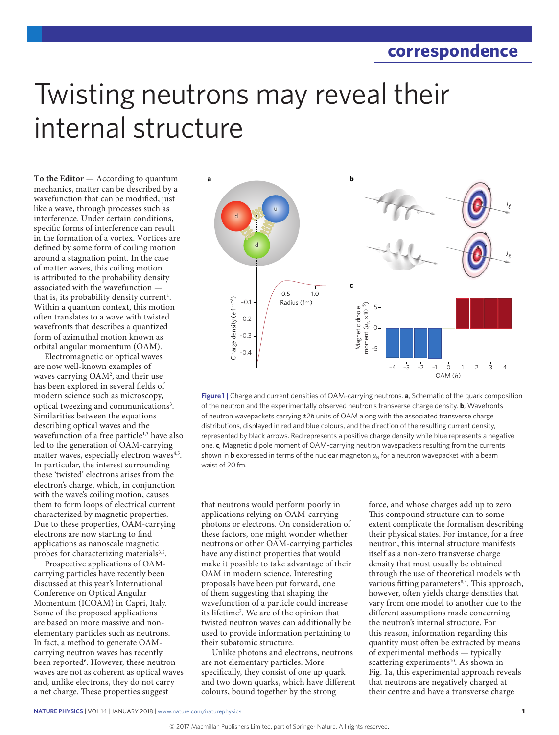correspondence

# Twisting neutrons may reveal their internal structure

**To the Editor** — According to quantum mechanics, matter can be described by a wavefunction that can be modified, just like a wave, through processes such as interference. Under certain conditions, specific forms of interference can result in the formation of a vortex. Vortices are defined by some form of coiling motion around a stagnation point. In the case of matter waves, this coiling motion is attributed to the probability density associated with the wavefunction — that is, its probability density current[1]. Within a quantum context, this motion often translates to a wave with twisted wavefronts that describes a quantized form of azimuthal motion known as orbital angular momentum (OAM).

Electromagnetic or optical waves are now well-known examples of waves carrying OAM[2], and their use has been explored in several fields of modern science such as microscopy, optical tweezing and communications[3]. Similarities between the equations describing optical waves and the wavefunction of a free particle[1,3] have also led to the generation of OAM-carrying matter waves, especially electron waves[4,5]. In particular, the interest surrounding these 'twisted' electrons arises from the electron's charge, which, in conjunction with the wave's coiling motion, causes them to form loops of electrical current characterized by magnetic properties. Due to these properties, OAM-carrying electrons are now starting to find applications as nanoscale magnetic probes for characterizing materials[3,5].

Prospective applications of OAM-carrying particles have recently been discussed at this year's International Conference on Optical Angular Momentum (ICOAM) in Capri, Italy. Some of the proposed applications are based on more massive and non-elementary particles such as neutrons. In fact, a method to generate OAM-carrying neutron waves has recently been reported[6]. However, these neutron waves are not as coherent as optical waves and, unlike electrons, they do not carry a net charge. These properties suggest that neutrons would perform poorly in applications relying on OAM-carrying photons or electrons. On consideration of these factors, one might wonder whether neutrons or other OAM-carrying particles have any distinct properties that would make it possible to take advantage of their OAM in modern science. Interesting proposals have been put forward, one of them suggesting that shaping the wavefunction of a particle could increase its lifetime[7]. We are of the opinion that twisted neutron waves can additionally be used to provide information pertaining to their subatomic structure.

Unlike photons and electrons, neutrons are not elementary particles. More specifically, they consist of one up quark and two down quarks, which have different colours, bound together by the strong force, and whose charges add up to zero. This compound structure can to some extent complicate the formalism describing their physical states. For instance, for a free neutron, this internal structure manifests itself as a non-zero transverse charge density that must usually be obtained through the use of theoretical models with various fitting parameters[8,9]. This approach, however, often yields charge densities that vary from one model to another due to the different assumptions made concerning the neutron's internal structure. For this reason, information regarding this quantity must often be extracted by means of experimental methods — typically scattering experiments[10]. As shown in Fig. 1a, this experimental approach reveals that neutrons are negatively charged at their centre and have a transverse charge

**Figure 1 |** Charge and current densities of OAM-carrying neutrons. **a**, Schematic of the quark composition of the neutron and the experimentally observed neutron's transverse charge density. **b**, Wavefronts of neutron wavepackets carrying $\pm 2\hbar$ units of OAM along with the associated transverse charge distributions, displayed in red and blue colours, and the direction of the resulting current density, represented by black arrows. Red represents a positive charge density while blue represents a negative one. **c**, Magnetic dipole moment of OAM-carrying neutron wavepackets resulting from the currents shown in **b** expressed in terms of the nuclear magneton $\mu_N$ for a neutron wavepacket with a beam waist of 20 fm.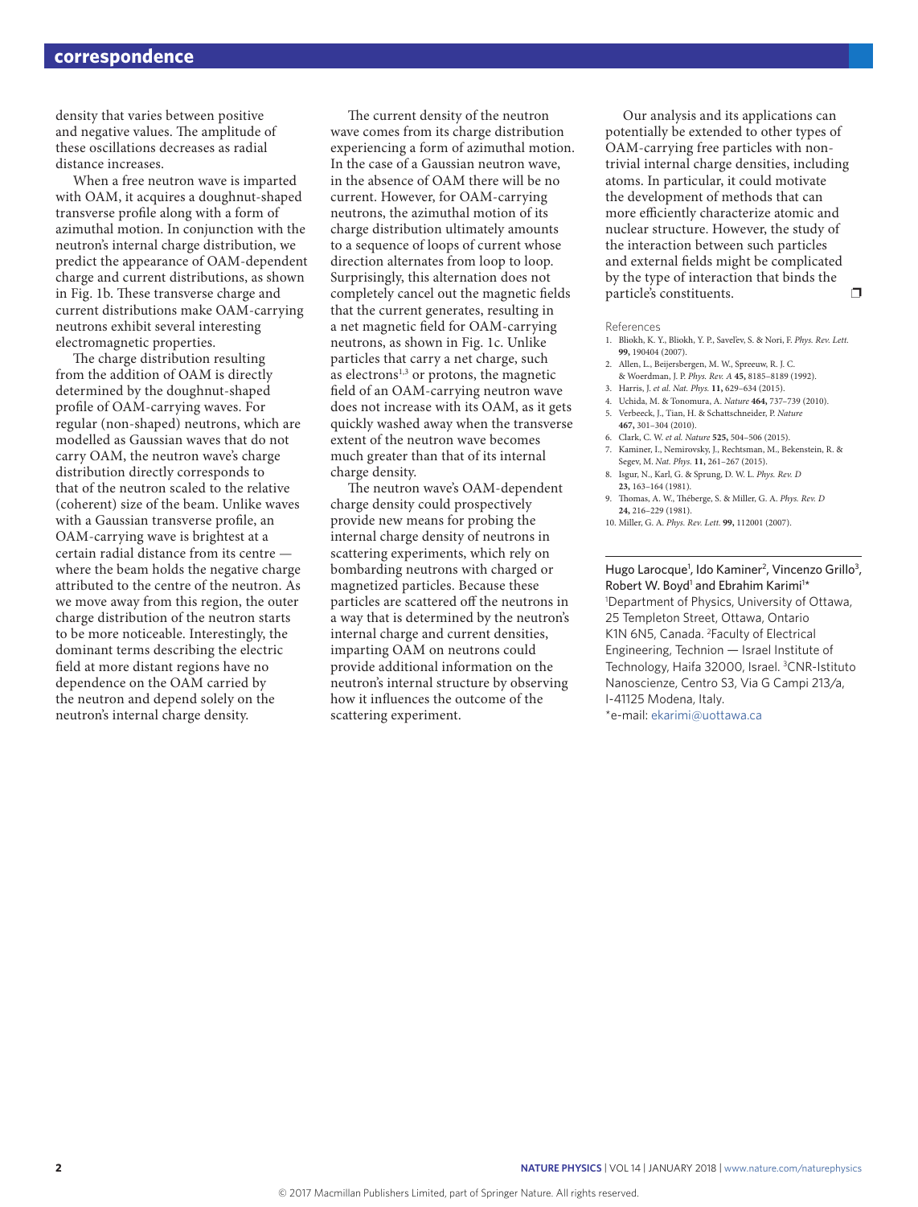density that varies between positive and negative values. The amplitude of these oscillations decreases as radial distance increases.

When a free neutron wave is imparted with OAM, it acquires a doughnut-shaped transverse profile along with a form of azimuthal motion. In conjunction with the neutron's internal charge distribution, we predict the appearance of OAM-dependent charge and current distributions, as shown in Fig. 1b. These transverse charge and current distributions make OAM-carrying neutrons exhibit several interesting electromagnetic properties.

The charge distribution resulting from the addition of OAM is directly determined by the doughnut-shaped profile of OAM-carrying waves. For regular (non-shaped) neutrons, which are modelled as Gaussian waves that do not carry OAM, the neutron wave's charge distribution directly corresponds to that of the neutron scaled to the relative (coherent) size of the beam. Unlike waves with a Gaussian transverse profile, an OAM-carrying wave is brightest at a certain radial distance from its centre — where the beam holds the negative charge attributed to the centre of the neutron. As we move away from this region, the outer charge distribution of the neutron starts to be more noticeable. Interestingly, the dominant terms describing the electric field at more distant regions have no dependence on the OAM carried by the neutron and depend solely on the neutron's internal charge density.

The current density of the neutron wave comes from its charge distribution experiencing a form of azimuthal motion. In the case of a Gaussian neutron wave, in the absence of OAM there will be no current. However, for OAM-carrying neutrons, the azimuthal motion of its charge distribution ultimately amounts to a sequence of loops of current whose direction alternates from loop to loop. Surprisingly, this alternation does not completely cancel out the magnetic fields that the current generates, resulting in a net magnetic field for OAM-carrying neutrons, as shown in Fig. 1c. Unlike particles that carry a net charge, such as electrons[1,3] or protons, the magnetic field of an OAM-carrying neutron wave does not increase with its OAM, as it gets quickly washed away when the transverse extent of the neutron wave becomes much greater than that of its internal charge density.

The neutron wave's OAM-dependent charge density could prospectively provide new means for probing the internal charge density of neutrons in scattering experiments, which rely on bombarding neutrons with charged or magnetized particles. Because these particles are scattered off the neutrons in a way that is determined by the neutron's internal charge and current densities, imparting OAM on neutrons could provide additional information on the neutron's internal structure by observing how it influences the outcome of the scattering experiment.

Our analysis and its applications can potentially be extended to other types of OAM-carrying free particles with non-trivial internal charge densities, including atoms. In particular, it could motivate the development of methods that can more efficiently characterize atomic and nuclear structure. However, the study of the interaction between such particles and external fields might be complicated by the type of interaction that binds the particle's constituents. ❒

References

1. Bliokh, K. Y., Bliokh, Y. P., Savel'ev, S. & Nori, F. *Phys. Rev. Lett.* **99,** 190404 (2007).
2. Allen, L., Beijersbergen, M. W., Spreeuw, R. J. C. & Woerdman, J. P. *Phys. Rev. A* **45,** 8185–8189 (1992).
3. Harris, J. *et al. Nat. Phys.* **11,** 629–634 (2015).
4. Uchida, M. & Tonomura, A. *Nature* **464,** 737–739 (2010).
5. Verbeeck, J., Tian, H. & Schattschneider, P. *Nature* **467,** 301–304 (2010).
6. Clark, C. W. *et al. Nature* **525,** 504–506 (2015).
7. Kaminer, I., Nemirovsky, J., Rechtsman, M., Bekenstein, R. & Segev, M. *Nat. Phys.* **11,** 261–267 (2015).
8. Isgur, N., Karl, G. & Sprung, D. W. L. *Phys. Rev. D* **23,** 163–164 (1981).
9. Thomas, A. W., Théberge, S. & Miller, G. A. *Phys. Rev. D* **24,** 216–229 (1981).
10. Miller, G. A. *Phys. Rev. Lett.* **99,** 112001 (2007).

Hugo Larocque[1], Ido Kaminer[2], Vincenzo Grillo[3], Robert W. Boyd[1] and Ebrahim Karimi[1]*

[1]Department of Physics, University of Ottawa, 25 Templeton Street, Ottawa, Ontario K1N 6N5, Canada. [2]Faculty of Electrical Engineering, Technion — Israel Institute of Technology, Haifa 32000, Israel. [3]CNR-Istituto Nanoscienze, Centro S3, Via G Campi 213/a, I-41125 Modena, Italy.

*e-mail: ekarimi@uottawa.ca